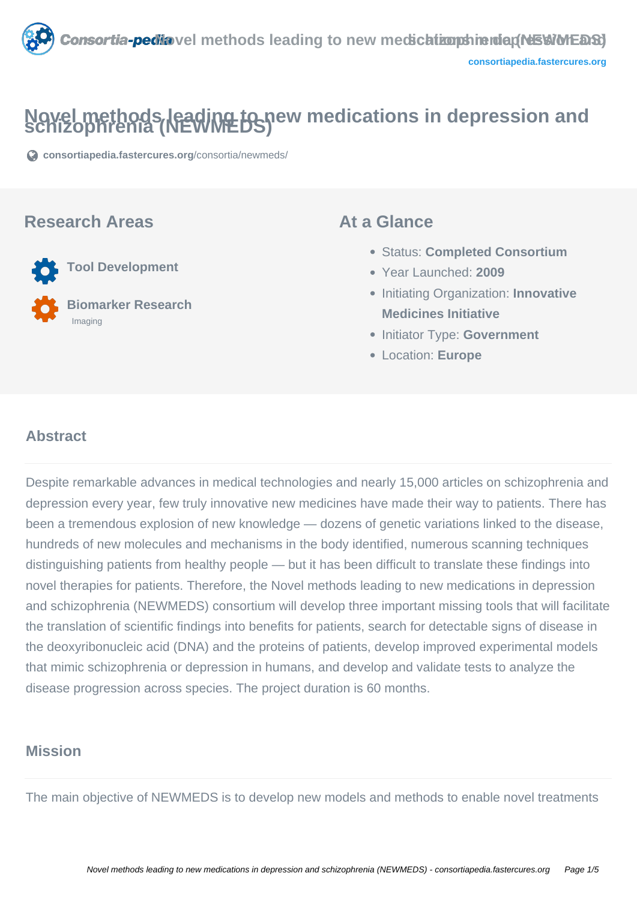# Novel methods leading to new medications in depression and schizophrenia (NEWMEDS)

consortiapedia.fastercures.org/consortia/newmeds/

## Research Areas

- Tool Development
- Biomarker Research
  - Imaging

## At a Glance

- Status: **Completed Consortium**
- Year Launched: **2009**
- Initiating Organization: **Innovative Medicines Initiative**
- Initiator Type: **Government**
- Location: **Europe**

## Abstract

Despite remarkable advances in medical technologies and nearly 15,000 articles on schizophrenia and depression every year, few truly innovative new medicines have made their way to patients. There has been a tremendous explosion of new knowledge — dozens of genetic variations linked to the disease, hundreds of new molecules and mechanisms in the body identified, numerous scanning techniques distinguishing patients from healthy people — but it has been difficult to translate these findings into novel therapies for patients. Therefore, the Novel methods leading to new medications in depression and schizophrenia (NEWMEDS) consortium will develop three important missing tools that will facilitate the translation of scientific findings into benefits for patients, search for detectable signs of disease in the deoxyribonucleic acid (DNA) and the proteins of patients, develop improved experimental models that mimic schizophrenia or depression in humans, and develop and validate tests to analyze the disease progression across species. The project duration is 60 months.

## Mission

The main objective of NEWMEDS is to develop new models and methods to enable novel treatments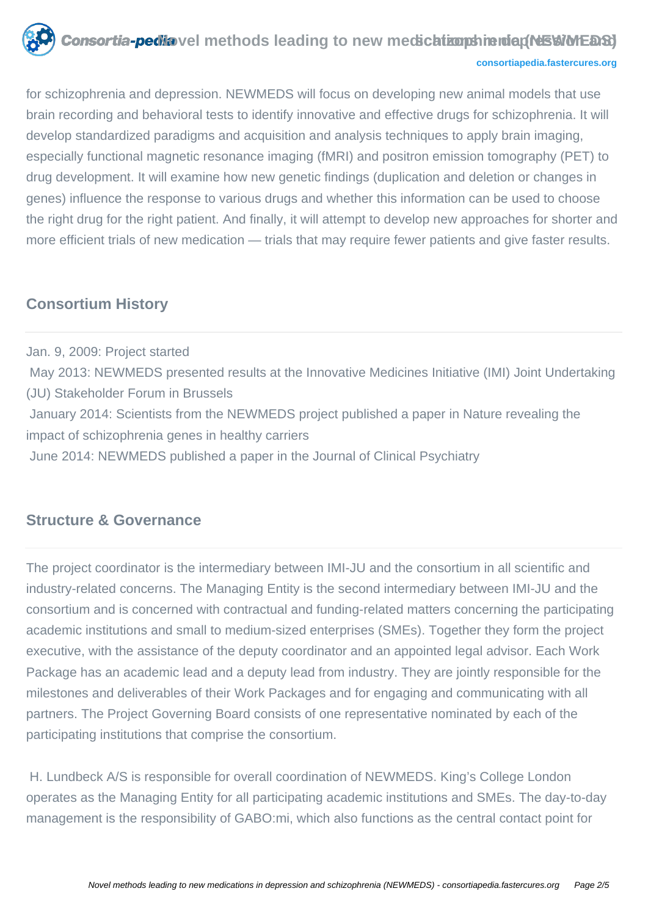for schizophrenia and depression. NEWMEDS will focus on developing new animal models that use brain recording and behavioral tests to identify innovative and effective drugs for schizophrenia. It will develop standardized paradigms and acquisition and analysis techniques to apply brain imaging, especially functional magnetic resonance imaging (fMRI) and positron emission tomography (PET) to drug development. It will examine how new genetic findings (duplication and deletion or changes in genes) influence the response to various drugs and whether this information can be used to choose the right drug for the right patient. And finally, it will attempt to develop new approaches for shorter and more efficient trials of new medication — trials that may require fewer patients and give faster results.

## Consortium History

Jan. 9, 2009: Project started

May 2013: NEWMEDS presented results at the Innovative Medicines Initiative (IMI) Joint Undertaking (JU) Stakeholder Forum in Brussels

January 2014: Scientists from the NEWMEDS project published a paper in Nature revealing the impact of schizophrenia genes in healthy carriers

June 2014: NEWMEDS published a paper in the Journal of Clinical Psychiatry

## Structure & Governance

The project coordinator is the intermediary between IMI-JU and the consortium in all scientific and industry-related concerns. The Managing Entity is the second intermediary between IMI-JU and the consortium and is concerned with contractual and funding-related matters concerning the participating academic institutions and small to medium-sized enterprises (SMEs). Together they form the project executive, with the assistance of the deputy coordinator and an appointed legal advisor. Each Work Package has an academic lead and a deputy lead from industry. They are jointly responsible for the milestones and deliverables of their Work Packages and for engaging and communicating with all partners. The Project Governing Board consists of one representative nominated by each of the participating institutions that comprise the consortium.

H. Lundbeck A/S is responsible for overall coordination of NEWMEDS. King's College London operates as the Managing Entity for all participating academic institutions and SMEs. The day-to-day management is the responsibility of GABO:mi, which also functions as the central contact point for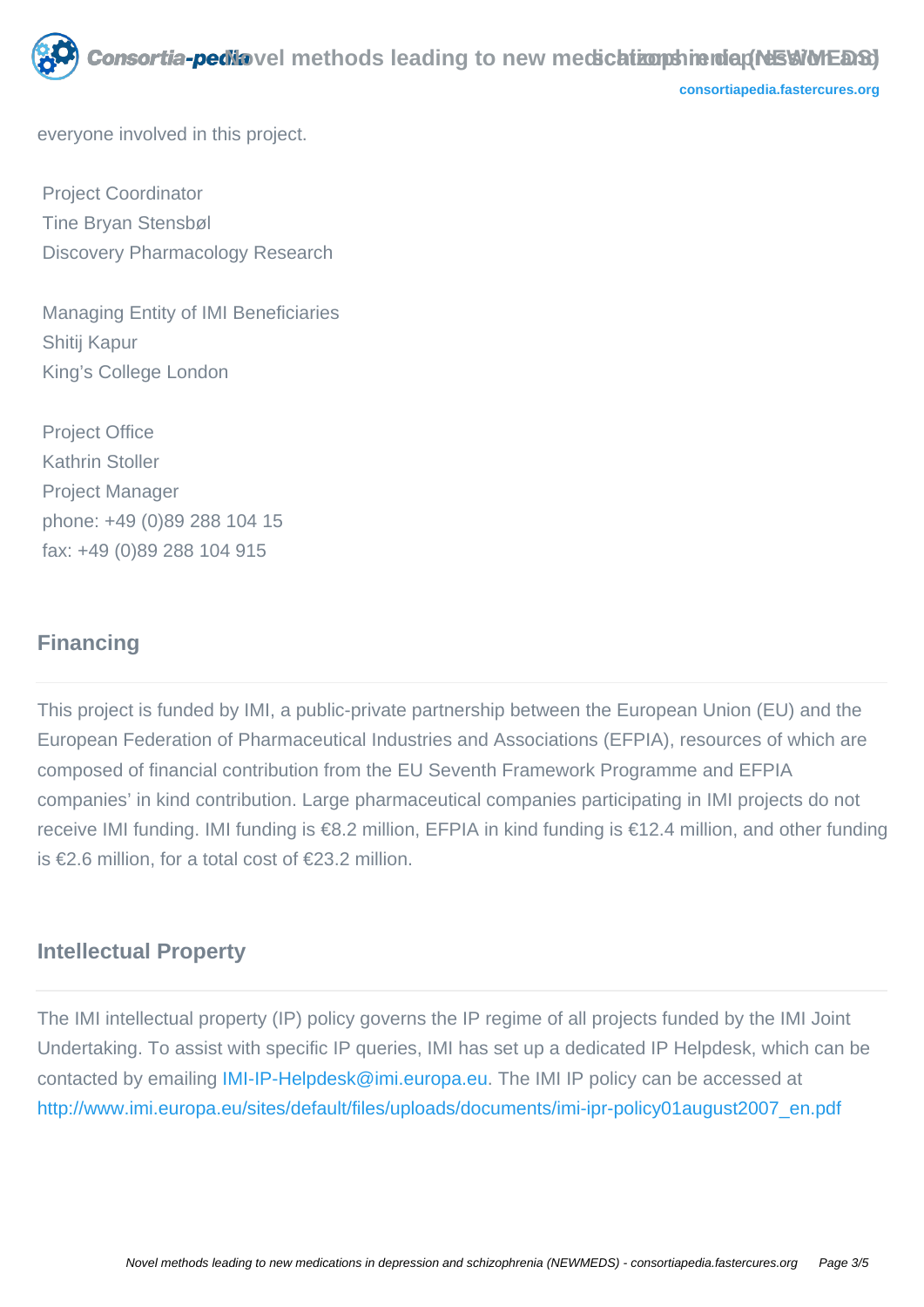everyone involved in this project.

Project Coordinator
Tine Bryan Stensbøl
Discovery Pharmacology Research

Managing Entity of IMI Beneficiaries
Shitij Kapur
King's College London

Project Office
Kathrin Stoller
Project Manager
phone: +49 (0)89 288 104 15
fax: +49 (0)89 288 104 915

## Financing

This project is funded by IMI, a public-private partnership between the European Union (EU) and the European Federation of Pharmaceutical Industries and Associations (EFPIA), resources of which are composed of financial contribution from the EU Seventh Framework Programme and EFPIA companies' in kind contribution. Large pharmaceutical companies participating in IMI projects do not receive IMI funding. IMI funding is €8.2 million, EFPIA in kind funding is €12.4 million, and other funding is €2.6 million, for a total cost of €23.2 million.

## Intellectual Property

The IMI intellectual property (IP) policy governs the IP regime of all projects funded by the IMI Joint Undertaking. To assist with specific IP queries, IMI has set up a dedicated IP Helpdesk, which can be contacted by emailing IMI-IP-Helpdesk@imi.europa.eu. The IMI IP policy can be accessed at http://www.imi.europa.eu/sites/default/files/uploads/documents/imi-ipr-policy01august2007_en.pdf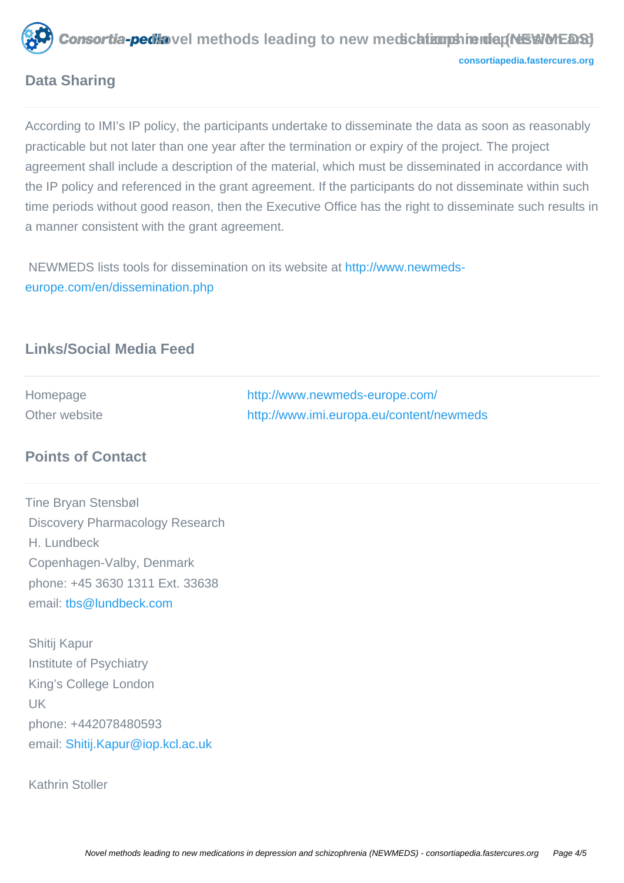## Data Sharing

According to IMI's IP policy, the participants undertake to disseminate the data as soon as reasonably practicable but not later than one year after the termination or expiry of the project. The project agreement shall include a description of the material, which must be disseminated in accordance with the IP policy and referenced in the grant agreement. If the participants do not disseminate within such time periods without good reason, then the Executive Office has the right to disseminate such results in a manner consistent with the grant agreement.

NEWMEDS lists tools for dissemination on its website at http://www.newmeds-europe.com/en/dissemination.php

## Links/Social Media Feed

| | |
|---|---|
| Homepage | http://www.newmeds-europe.com/ |
| Other website | http://www.imi.europa.eu/content/newmeds |

## Points of Contact

Tine Bryan Stensbøl
Discovery Pharmacology Research
H. Lundbeck
Copenhagen-Valby, Denmark
phone: +45 3630 1311 Ext. 33638
email: tbs@lundbeck.com

Shitij Kapur
Institute of Psychiatry
King's College London
UK
phone: +442078480593
email: Shitij.Kapur@iop.kcl.ac.uk

Kathrin Stoller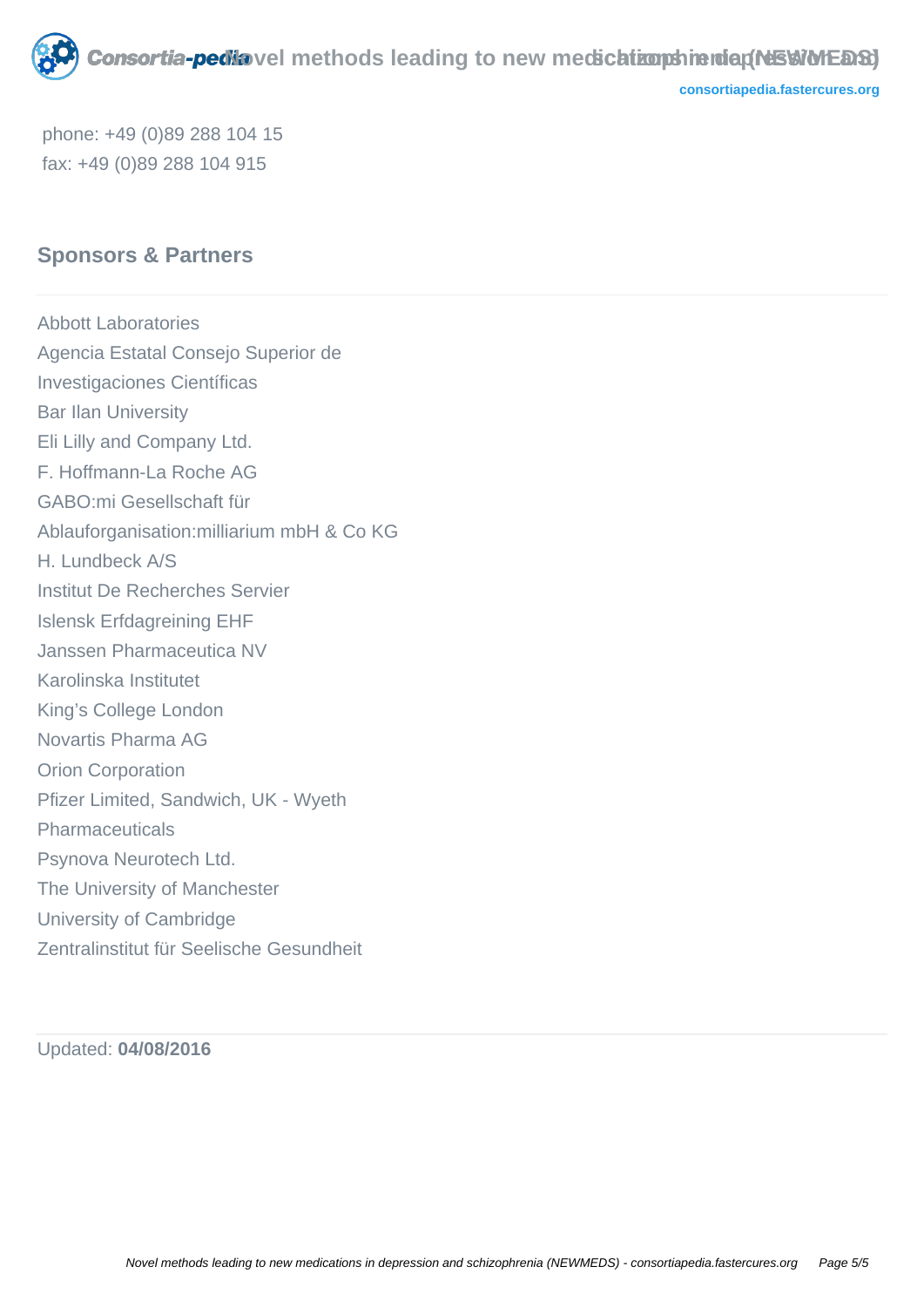phone: +49 (0)89 288 104 15
fax: +49 (0)89 288 104 915

## Sponsors & Partners

Abbott Laboratories
Agencia Estatal Consejo Superior de Investigaciones Científicas
Bar Ilan University
Eli Lilly and Company Ltd.
F. Hoffmann-La Roche AG
GABO:mi Gesellschaft für Ablauforganisation:milliarium mbH & Co KG
H. Lundbeck A/S
Institut De Recherches Servier
Islensk Erfdagreining EHF
Janssen Pharmaceutica NV
Karolinska Institutet
King's College London
Novartis Pharma AG
Orion Corporation
Pfizer Limited, Sandwich, UK - Wyeth Pharmaceuticals
Psynova Neurotech Ltd.
The University of Manchester
University of Cambridge
Zentralinstitut für Seelische Gesundheit

Updated: **04/08/2016**